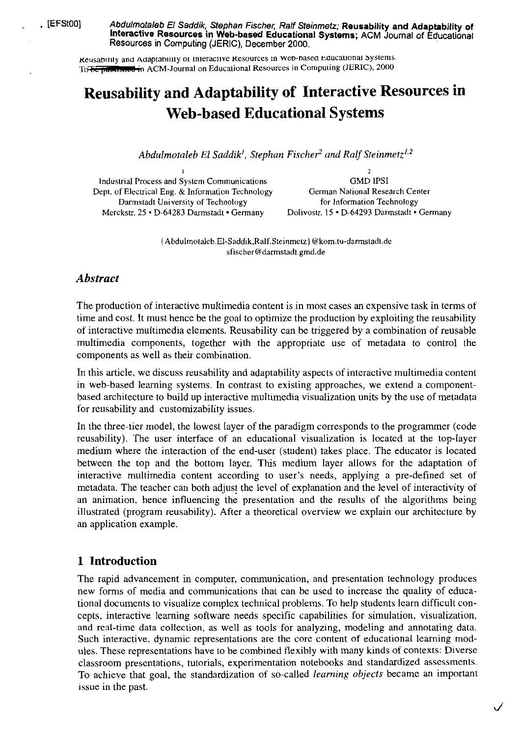. [EFSt00] *Abdulmotaleb El Saddik, Stephan Fischer, Ralf Steinmetz;* **Reusability and Adaptability of Interactive Resources in Web-based Educational Systems;** ACM Journal of Educational Resources in Computing (JERIC), December 2000.

Reusability and Adaptability of Interactive Resources in Web-based Educational Systems.
To be published in ACM-Journal on Educational Resources in Computing (JERIC), 2000

# Reusability and Adaptability of Interactive Resources in Web-based Educational Systems

*Abdulmotaleb El Saddik[1], Stephan Fischer[2] and Ralf Steinmetz[1,2]*

1
Industrial Process and System Communications
Dept. of Electrical Eng. & Information Technology
Darmstadt University of Technology
Merckstr. 25 • D-64283 Darmstadt • Germany

2
GMD IPSI
German National Research Center
for Information Technology
Dolivostr. 15 • D-64293 Darmstadt • Germany

{Abdulmotaleb.El-Saddik,Ralf.Steinmetz}@kom.tu-darmstadt.de
sfischer@darmstadt.gmd.de

## *Abstract*

The production of interactive multimedia content is in most cases an expensive task in terms of time and cost. It must hence be the goal to optimize the production by exploiting the reusability of interactive multimedia elements. Reusability can be triggered by a combination of reusable multimedia components, together with the appropriate use of metadata to control the components as well as their combination.

In this article, we discuss reusability and adaptability aspects of interactive multimedia content in web-based learning systems. In contrast to existing approaches, we extend a component-based architecture to build up interactive multimedia visualization units by the use of metadata for reusability and customizability issues.

In the three-tier model, the lowest layer of the paradigm corresponds to the programmer (code reusability). The user interface of an educational visualization is located at the top-layer medium where the interaction of the end-user (student) takes place. The educator is located between the top and the bottom layer. This medium layer allows for the adaptation of interactive multimedia content according to user's needs, applying a pre-defined set of metadata. The teacher can both adjust the level of explanation and the level of interactivity of an animation, hence influencing the presentation and the results of the algorithms being illustrated (program reusability). After a theoretical overview we explain our architecture by an application example.

## 1 Introduction

The rapid advancement in computer, communication, and presentation technology produces new forms of media and communications that can be used to increase the quality of educational documents to visualize complex technical problems. To help students learn difficult concepts, interactive learning software needs specific capabilities for simulation, visualization, and real-time data collection, as well as tools for analyzing, modeling and annotating data. Such interactive, dynamic representations are the core content of educational learning modules. These representations have to be combined flexibly with many kinds of contexts: Diverse classroom presentations, tutorials, experimentation notebooks and standardized assessments. To achieve that goal, the standardization of so-called *learning objects* became an important issue in the past.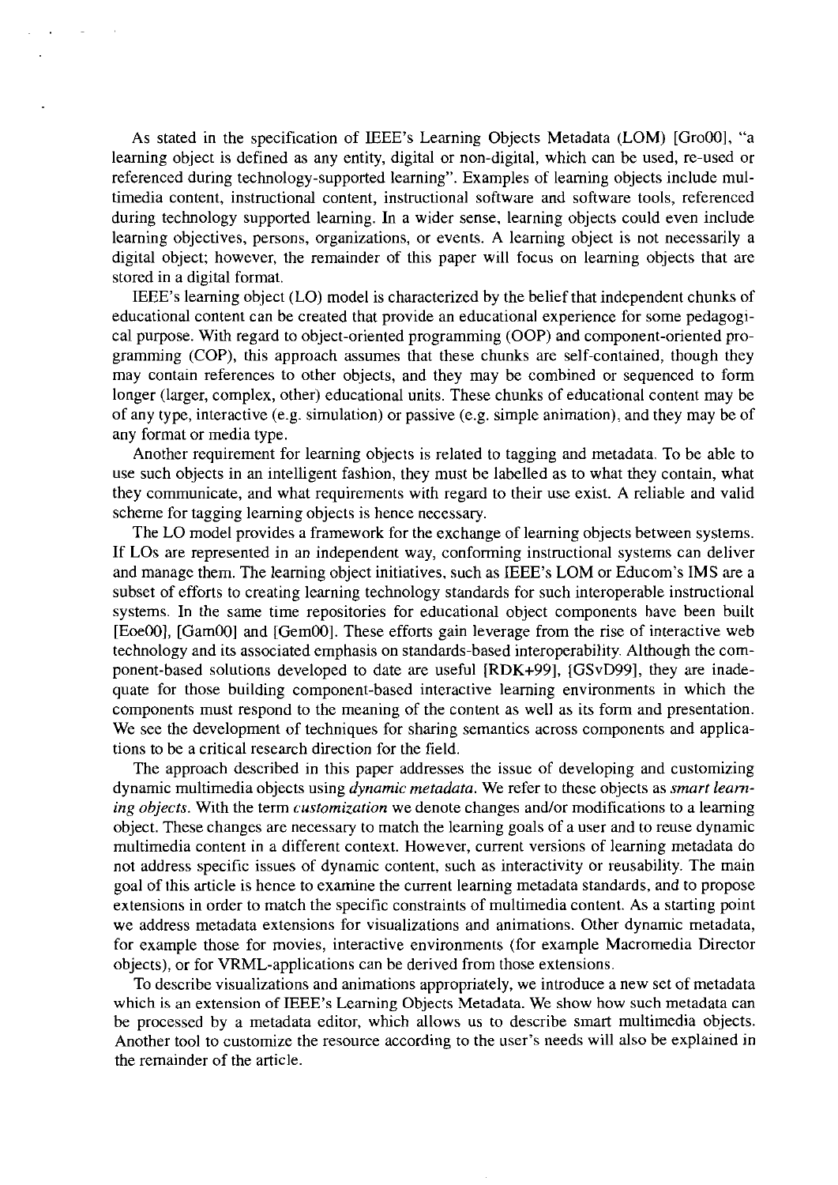As stated in the specification of IEEE's Learning Objects Metadata (LOM) [Gro00], "a learning object is defined as any entity, digital or non-digital, which can be used, re-used or referenced during technology-supported learning". Examples of learning objects include multimedia content, instructional content, instructional software and software tools, referenced during technology supported learning. In a wider sense, learning objects could even include learning objectives, persons, organizations, or events. A learning object is not necessarily a digital object; however, the remainder of this paper will focus on learning objects that are stored in a digital format.

IEEE's learning object (LO) model is characterized by the belief that independent chunks of educational content can be created that provide an educational experience for some pedagogical purpose. With regard to object-oriented programming (OOP) and component-oriented programming (COP), this approach assumes that these chunks are self-contained, though they may contain references to other objects, and they may be combined or sequenced to form longer (larger, complex, other) educational units. These chunks of educational content may be of any type, interactive (e.g. simulation) or passive (e.g. simple animation), and they may be of any format or media type.

Another requirement for learning objects is related to tagging and metadata. To be able to use such objects in an intelligent fashion, they must be labelled as to what they contain, what they communicate, and what requirements with regard to their use exist. A reliable and valid scheme for tagging learning objects is hence necessary.

The LO model provides a framework for the exchange of learning objects between systems. If LOs are represented in an independent way, conforming instructional systems can deliver and manage them. The learning object initiatives, such as IEEE's LOM or Educom's IMS are a subset of efforts to creating learning technology standards for such interoperable instructional systems. In the same time repositories for educational object components have been built [Eoe00], [Gam00] and [Gem00]. These efforts gain leverage from the rise of interactive web technology and its associated emphasis on standards-based interoperability. Although the component-based solutions developed to date are useful [RDK+99], [GSvD99], they are inadequate for those building component-based interactive learning environments in which the components must respond to the meaning of the content as well as its form and presentation. We see the development of techniques for sharing semantics across components and applications to be a critical research direction for the field.

The approach described in this paper addresses the issue of developing and customizing dynamic multimedia objects using *dynamic metadata*. We refer to these objects as *smart learning objects*. With the term *customization* we denote changes and/or modifications to a learning object. These changes are necessary to match the learning goals of a user and to reuse dynamic multimedia content in a different context. However, current versions of learning metadata do not address specific issues of dynamic content, such as interactivity or reusability. The main goal of this article is hence to examine the current learning metadata standards, and to propose extensions in order to match the specific constraints of multimedia content. As a starting point we address metadata extensions for visualizations and animations. Other dynamic metadata, for example those for movies, interactive environments (for example Macromedia Director objects), or for VRML-applications can be derived from those extensions.

To describe visualizations and animations appropriately, we introduce a new set of metadata which is an extension of IEEE's Learning Objects Metadata. We show how such metadata can be processed by a metadata editor, which allows us to describe smart multimedia objects. Another tool to customize the resource according to the user's needs will also be explained in the remainder of the article.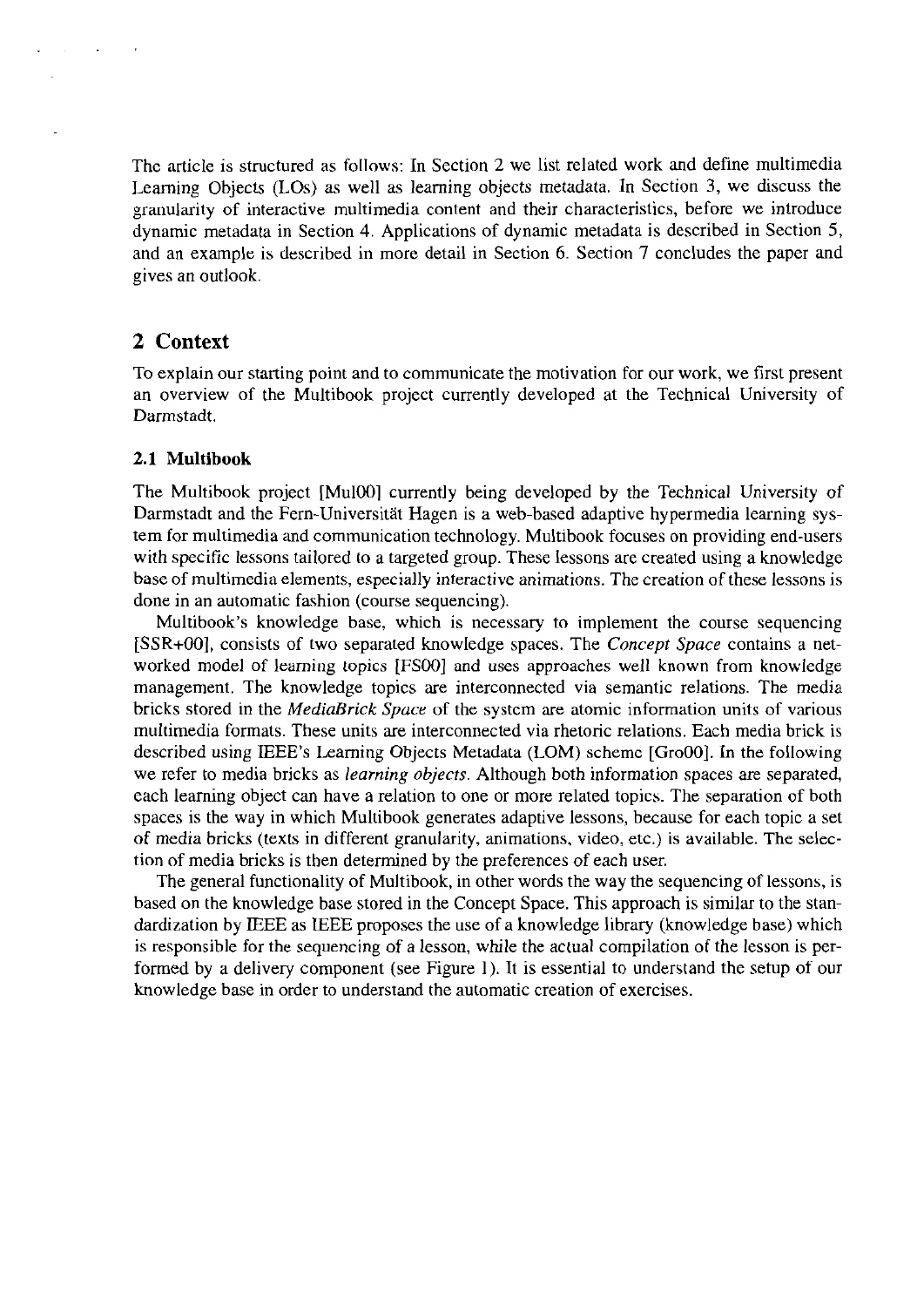The article is structured as follows: In Section 2 we list related work and define multimedia Learning Objects (LOs) as well as learning objects metadata. In Section 3, we discuss the granularity of interactive multimedia content and their characteristics, before we introduce dynamic metadata in Section 4. Applications of dynamic metadata is described in Section 5, and an example is described in more detail in Section 6. Section 7 concludes the paper and gives an outlook.

## 2 Context

To explain our starting point and to communicate the motivation for our work, we first present an overview of the Multibook project currently developed at the Technical University of Darmstadt.

### 2.1 Multibook

The Multibook project [Mul00] currently being developed by the Technical University of Darmstadt and the Fern-Universität Hagen is a web-based adaptive hypermedia learning system for multimedia and communication technology. Multibook focuses on providing end-users with specific lessons tailored to a targeted group. These lessons are created using a knowledge base of multimedia elements, especially interactive animations. The creation of these lessons is done in an automatic fashion (course sequencing).

Multibook's knowledge base, which is necessary to implement the course sequencing [SSR+00], consists of two separated knowledge spaces. The *Concept Space* contains a networked model of learning topics [FS00] and uses approaches well known from knowledge management. The knowledge topics are interconnected via semantic relations. The media bricks stored in the *MediaBrick Space* of the system are atomic information units of various multimedia formats. These units are interconnected via rhetoric relations. Each media brick is described using IEEE's Learning Objects Metadata (LOM) scheme [Gro00]. In the following we refer to media bricks as *learning objects*. Although both information spaces are separated, each learning object can have a relation to one or more related topics. The separation of both spaces is the way in which Multibook generates adaptive lessons, because for each topic a set of media bricks (texts in different granularity, animations, video, etc.) is available. The selection of media bricks is then determined by the preferences of each user.

The general functionality of Multibook, in other words the way the sequencing of lessons, is based on the knowledge base stored in the Concept Space. This approach is similar to the standardization by IEEE as IEEE proposes the use of a knowledge library (knowledge base) which is responsible for the sequencing of a lesson, while the actual compilation of the lesson is performed by a delivery component (see Figure 1). It is essential to understand the setup of our knowledge base in order to understand the automatic creation of exercises.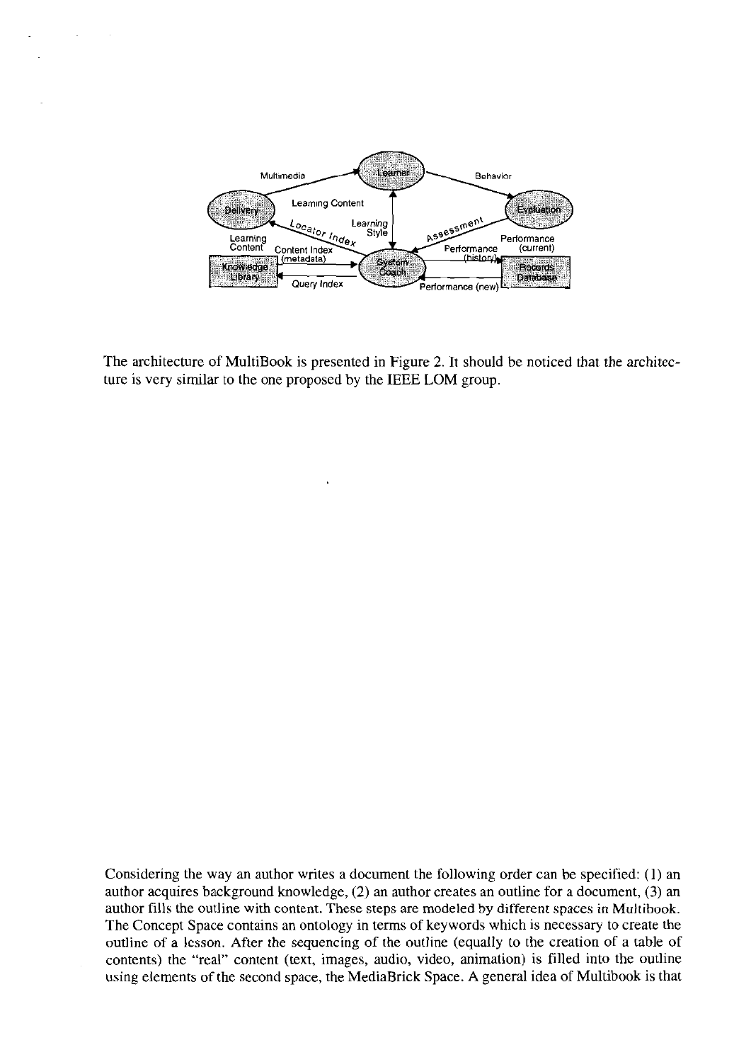The architecture of MultiBook is presented in Figure 2. It should be noticed that the architecture is very similar to the one proposed by the IEEE LOM group.

Considering the way an author writes a document the following order can be specified: (1) an author acquires background knowledge, (2) an author creates an outline for a document, (3) an author fills the outline with content. These steps are modeled by different spaces in Multibook. The Concept Space contains an ontology in terms of keywords which is necessary to create the outline of a lesson. After the sequencing of the outline (equally to the creation of a table of contents) the "real" content (text, images, audio, video, animation) is filled into the outline using elements of the second space, the MediaBrick Space. A general idea of Multibook is that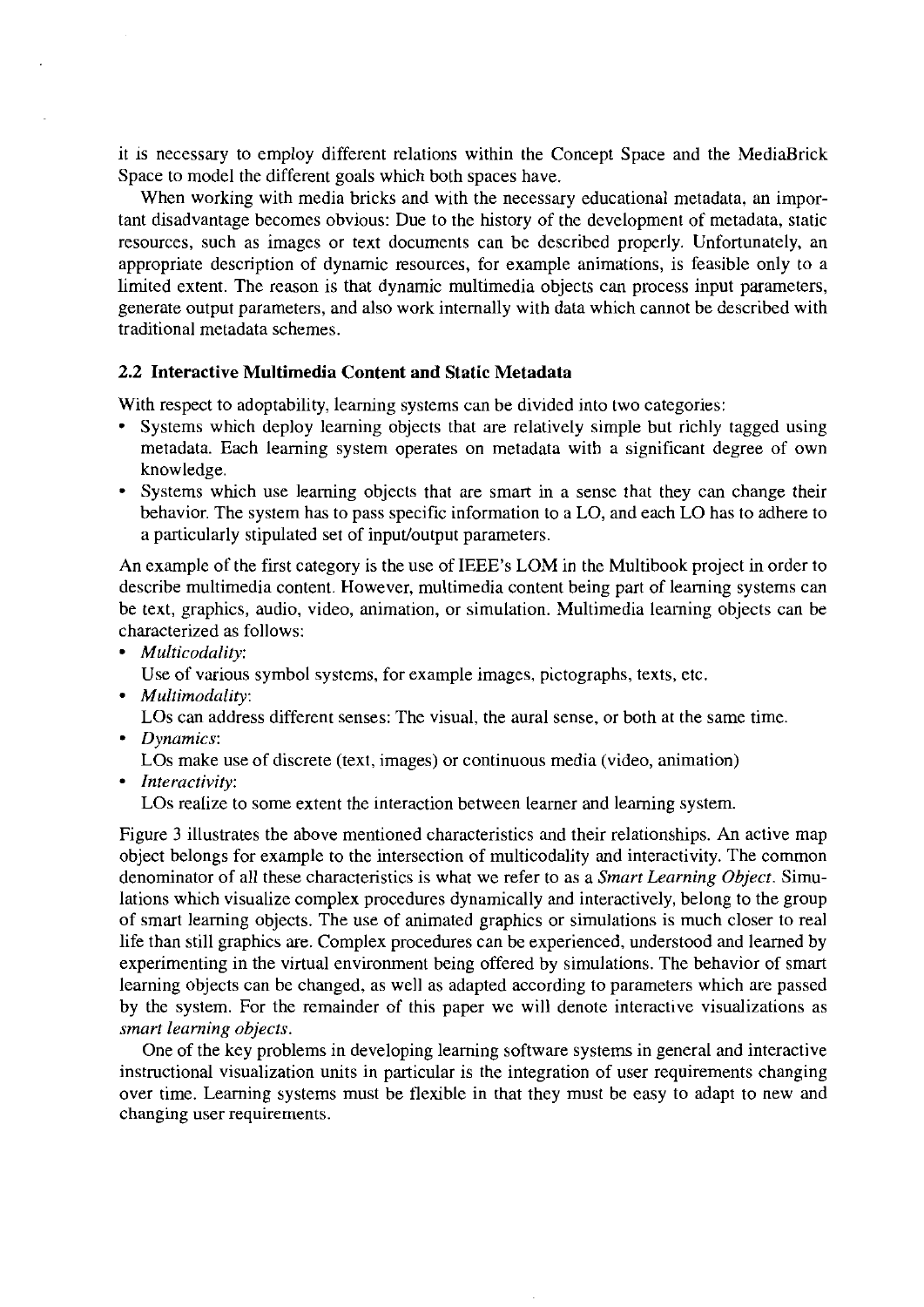it is necessary to employ different relations within the Concept Space and the MediaBrick Space to model the different goals which both spaces have.

When working with media bricks and with the necessary educational metadata, an important disadvantage becomes obvious: Due to the history of the development of metadata, static resources, such as images or text documents can be described properly. Unfortunately, an appropriate description of dynamic resources, for example animations, is feasible only to a limited extent. The reason is that dynamic multimedia objects can process input parameters, generate output parameters, and also work internally with data which cannot be described with traditional metadata schemes.

### 2.2 Interactive Multimedia Content and Static Metadata

With respect to adoptability, learning systems can be divided into two categories:

- Systems which deploy learning objects that are relatively simple but richly tagged using metadata. Each learning system operates on metadata with a significant degree of own knowledge.
- Systems which use learning objects that are smart in a sense that they can change their behavior. The system has to pass specific information to a LO, and each LO has to adhere to a particularly stipulated set of input/output parameters.

An example of the first category is the use of IEEE's LOM in the Multibook project in order to describe multimedia content. However, multimedia content being part of learning systems can be text, graphics, audio, video, animation, or simulation. Multimedia learning objects can be characterized as follows:

- *Multicodality*:
  Use of various symbol systems, for example images, pictographs, texts, etc.
- *Multimodality*:
  LOs can address different senses: The visual, the aural sense, or both at the same time.
- *Dynamics*:
  LOs make use of discrete (text, images) or continuous media (video, animation)
- *Interactivity*:
  LOs realize to some extent the interaction between learner and learning system.

Figure 3 illustrates the above mentioned characteristics and their relationships. An active map object belongs for example to the intersection of multicodality and interactivity. The common denominator of all these characteristics is what we refer to as a *Smart Learning Object*. Simulations which visualize complex procedures dynamically and interactively, belong to the group of smart learning objects. The use of animated graphics or simulations is much closer to real life than still graphics are. Complex procedures can be experienced, understood and learned by experimenting in the virtual environment being offered by simulations. The behavior of smart learning objects can be changed, as well as adapted according to parameters which are passed by the system. For the remainder of this paper we will denote interactive visualizations as *smart learning objects*.

One of the key problems in developing learning software systems in general and interactive instructional visualization units in particular is the integration of user requirements changing over time. Learning systems must be flexible in that they must be easy to adapt to new and changing user requirements.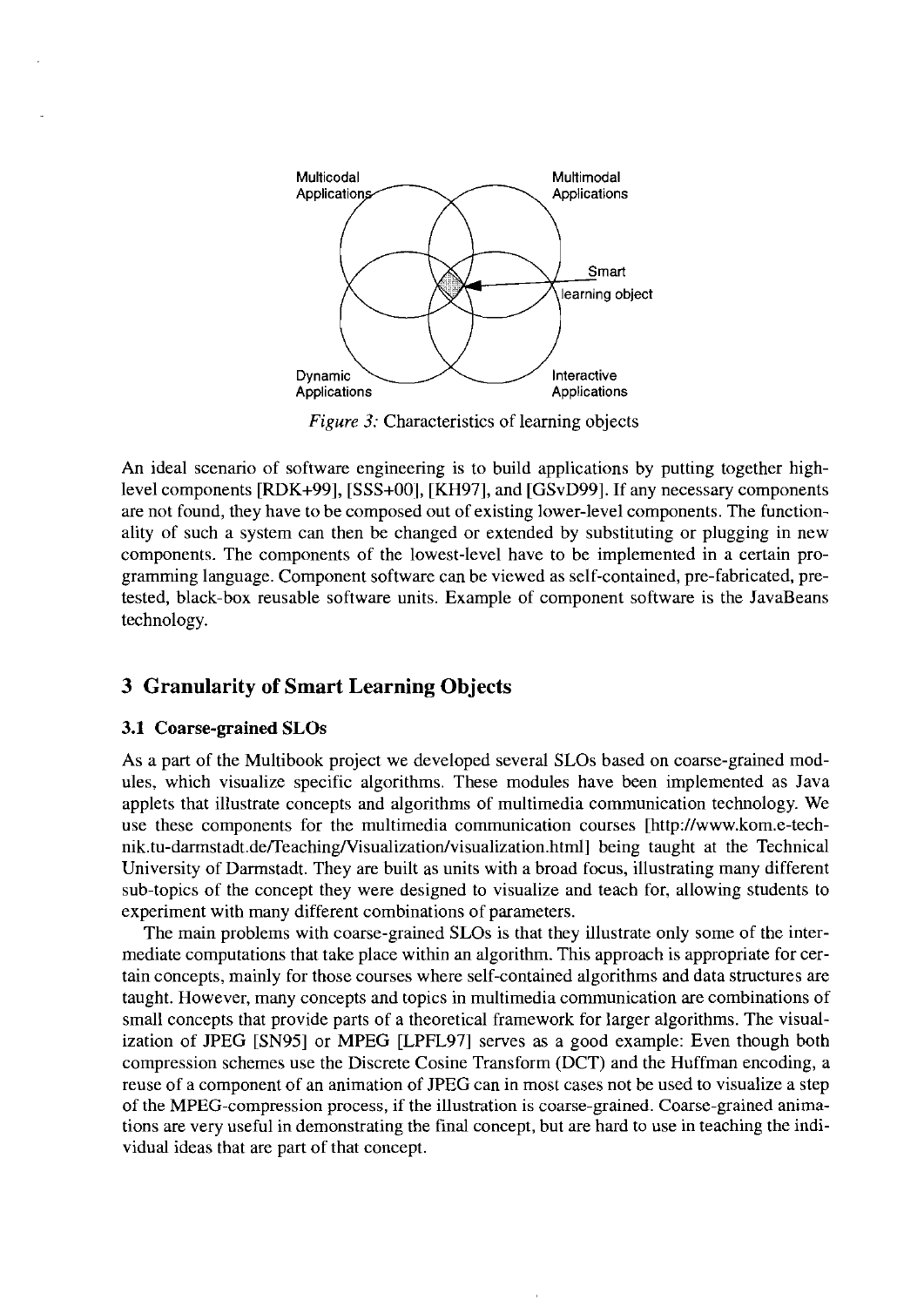Multicodal Applications

Multimodal Applications

Smart learning object

Dynamic Applications

Interactive Applications

*Figure 3:* Characteristics of learning objects

An ideal scenario of software engineering is to build applications by putting together high-level components [RDK+99], [SSS+00], [KH97], and [GSvD99]. If any necessary components are not found, they have to be composed out of existing lower-level components. The functionality of such a system can then be changed or extended by substituting or plugging in new components. The components of the lowest-level have to be implemented in a certain programming language. Component software can be viewed as self-contained, pre-fabricated, pre-tested, black-box reusable software units. Example of component software is the JavaBeans technology.

## 3 Granularity of Smart Learning Objects

### 3.1 Coarse-grained SLOs

As a part of the Multibook project we developed several SLOs based on coarse-grained modules, which visualize specific algorithms. These modules have been implemented as Java applets that illustrate concepts and algorithms of multimedia communication technology. We use these components for the multimedia communication courses [http://www.kom.e-technik.tu-darmstadt.de/Teaching/Visualization/visualization.html] being taught at the Technical University of Darmstadt. They are built as units with a broad focus, illustrating many different sub-topics of the concept they were designed to visualize and teach for, allowing students to experiment with many different combinations of parameters.

The main problems with coarse-grained SLOs is that they illustrate only some of the intermediate computations that take place within an algorithm. This approach is appropriate for certain concepts, mainly for those courses where self-contained algorithms and data structures are taught. However, many concepts and topics in multimedia communication are combinations of small concepts that provide parts of a theoretical framework for larger algorithms. The visualization of JPEG [SN95] or MPEG [LPFL97] serves as a good example: Even though both compression schemes use the Discrete Cosine Transform (DCT) and the Huffman encoding, a reuse of a component of an animation of JPEG can in most cases not be used to visualize a step of the MPEG-compression process, if the illustration is coarse-grained. Coarse-grained animations are very useful in demonstrating the final concept, but are hard to use in teaching the individual ideas that are part of that concept.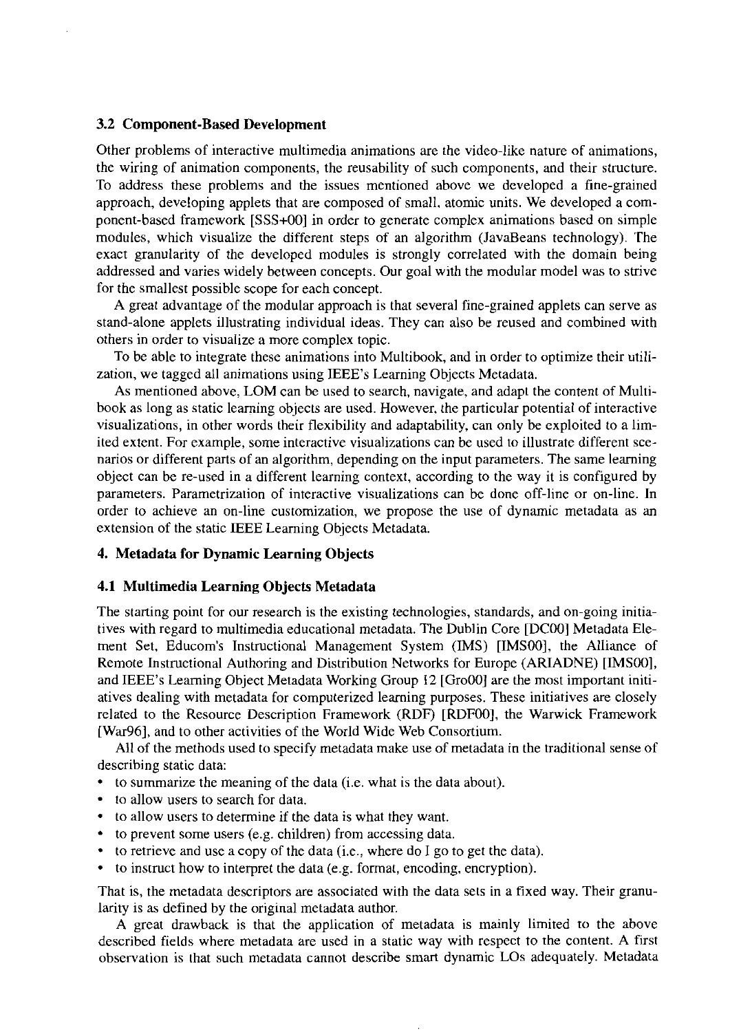### 3.2 Component-Based Development

Other problems of interactive multimedia animations are the video-like nature of animations, the wiring of animation components, the reusability of such components, and their structure. To address these problems and the issues mentioned above we developed a fine-grained approach, developing applets that are composed of small, atomic units. We developed a component-based framework [SSS+00] in order to generate complex animations based on simple modules, which visualize the different steps of an algorithm (JavaBeans technology). The exact granularity of the developed modules is strongly correlated with the domain being addressed and varies widely between concepts. Our goal with the modular model was to strive for the smallest possible scope for each concept.

A great advantage of the modular approach is that several fine-grained applets can serve as stand-alone applets illustrating individual ideas. They can also be reused and combined with others in order to visualize a more complex topic.

To be able to integrate these animations into Multibook, and in order to optimize their utilization, we tagged all animations using IEEE's Learning Objects Metadata.

As mentioned above, LOM can be used to search, navigate, and adapt the content of Multibook as long as static learning objects are used. However, the particular potential of interactive visualizations, in other words their flexibility and adaptability, can only be exploited to a limited extent. For example, some interactive visualizations can be used to illustrate different scenarios or different parts of an algorithm, depending on the input parameters. The same learning object can be re-used in a different learning context, according to the way it is configured by parameters. Parametrization of interactive visualizations can be done off-line or on-line. In order to achieve an on-line customization, we propose the use of dynamic metadata as an extension of the static IEEE Learning Objects Metadata.

## 4. Metadata for Dynamic Learning Objects

### 4.1 Multimedia Learning Objects Metadata

The starting point for our research is the existing technologies, standards, and on-going initiatives with regard to multimedia educational metadata. The Dublin Core [DC00] Metadata Element Set, Educom's Instructional Management System (IMS) [IMS00], the Alliance of Remote Instructional Authoring and Distribution Networks for Europe (ARIADNE) [IMS00], and IEEE's Learning Object Metadata Working Group 12 [Gro00] are the most important initiatives dealing with metadata for computerized learning purposes. These initiatives are closely related to the Resource Description Framework (RDF) [RDF00], the Warwick Framework [War96], and to other activities of the World Wide Web Consortium.

All of the methods used to specify metadata make use of metadata in the traditional sense of describing static data:

- to summarize the meaning of the data (i.e. what is the data about).
- to allow users to search for data.
- to allow users to determine if the data is what they want.
- to prevent some users (e.g. children) from accessing data.
- to retrieve and use a copy of the data (i.e., where do I go to get the data).
- to instruct how to interpret the data (e.g. format, encoding, encryption).

That is, the metadata descriptors are associated with the data sets in a fixed way. Their granularity is as defined by the original metadata author.

A great drawback is that the application of metadata is mainly limited to the above described fields where metadata are used in a static way with respect to the content. A first observation is that such metadata cannot describe smart dynamic LOs adequately. Metadata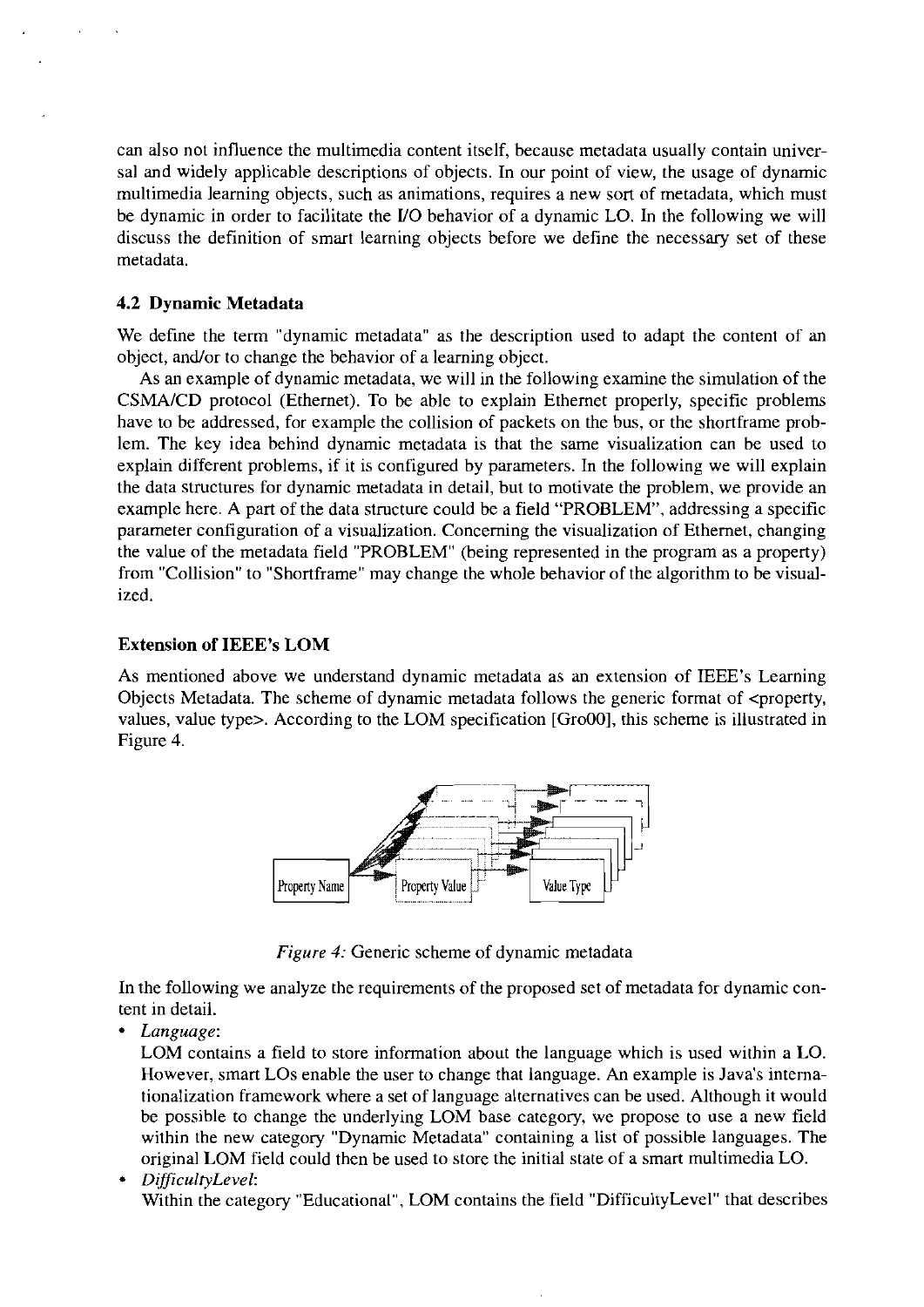can also not influence the multimedia content itself, because metadata usually contain universal and widely applicable descriptions of objects. In our point of view, the usage of dynamic multimedia learning objects, such as animations, requires a new sort of metadata, which must be dynamic in order to facilitate the I/O behavior of a dynamic LO. In the following we will discuss the definition of smart learning objects before we define the necessary set of these metadata.

### 4.2 Dynamic Metadata

We define the term "dynamic metadata" as the description used to adapt the content of an object, and/or to change the behavior of a learning object.

As an example of dynamic metadata, we will in the following examine the simulation of the CSMA/CD protocol (Ethernet). To be able to explain Ethernet properly, specific problems have to be addressed, for example the collision of packets on the bus, or the shortframe problem. The key idea behind dynamic metadata is that the same visualization can be used to explain different problems, if it is configured by parameters. In the following we will explain the data structures for dynamic metadata in detail, but to motivate the problem, we provide an example here. A part of the data structure could be a field "PROBLEM", addressing a specific parameter configuration of a visualization. Concerning the visualization of Ethernet, changing the value of the metadata field "PROBLEM" (being represented in the program as a property) from "Collision" to "Shortframe" may change the whole behavior of the algorithm to be visualized.

#### Extension of IEEE's LOM

As mentioned above we understand dynamic metadata as an extension of IEEE's Learning Objects Metadata. The scheme of dynamic metadata follows the generic format of <property, values, value type>. According to the LOM specification [Gro00], this scheme is illustrated in Figure 4.

Property Name
Property Value
Value Type

*Figure 4:* Generic scheme of dynamic metadata

In the following we analyze the requirements of the proposed set of metadata for dynamic content in detail.

- *Language*:
  LOM contains a field to store information about the language which is used within a LO. However, smart LOs enable the user to change that language. An example is Java's internationalization framework where a set of language alternatives can be used. Although it would be possible to change the underlying LOM base category, we propose to use a new field within the new category "Dynamic Metadata" containing a list of possible languages. The original LOM field could then be used to store the initial state of a smart multimedia LO.
- *DifficultyLevel*:
  Within the category "Educational", LOM contains the field "DifficultyLevel" that describes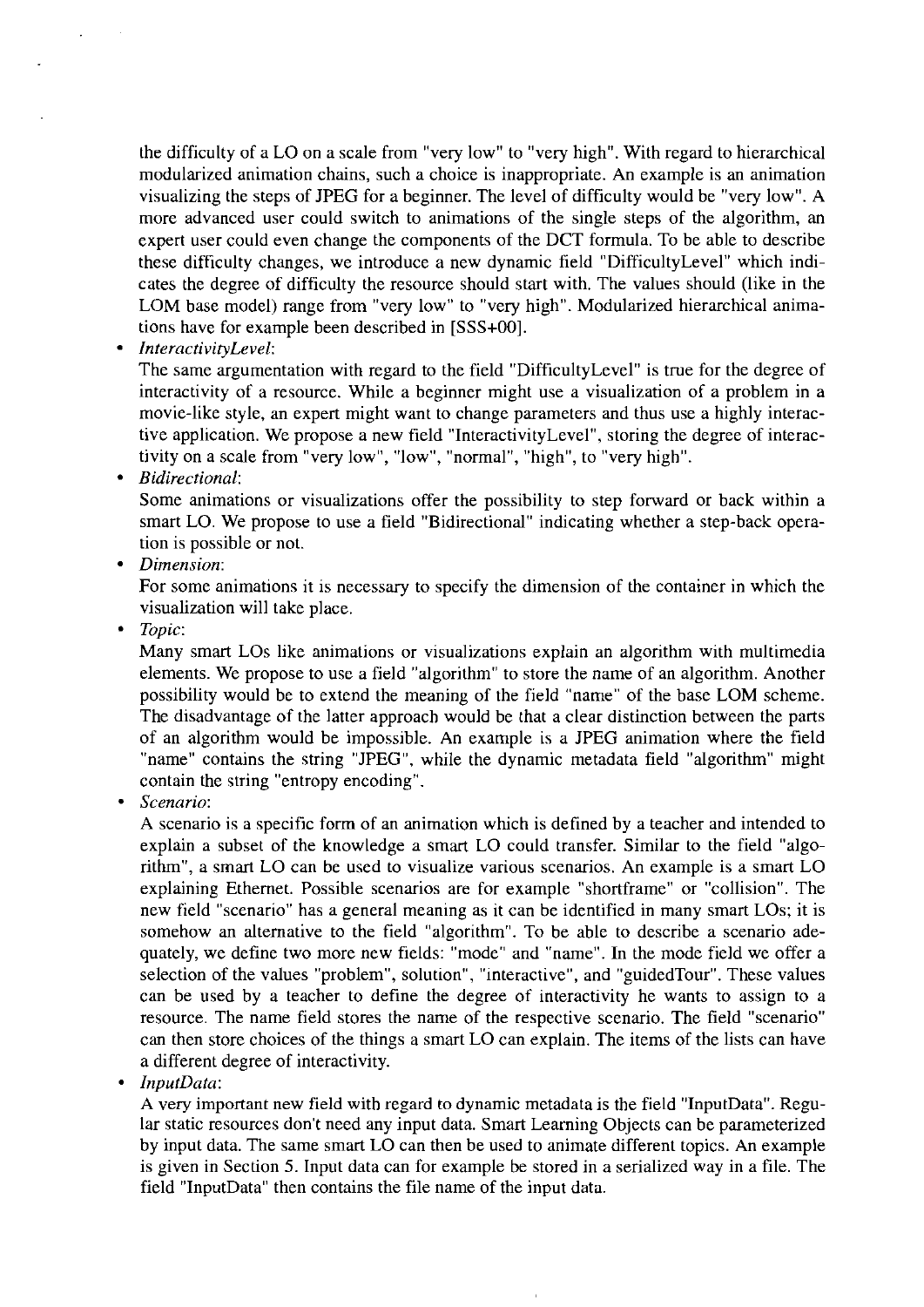the difficulty of a LO on a scale from "very low" to "very high". With regard to hierarchical modularized animation chains, such a choice is inappropriate. An example is an animation visualizing the steps of JPEG for a beginner. The level of difficulty would be "very low". A more advanced user could switch to animations of the single steps of the algorithm, an expert user could even change the components of the DCT formula. To be able to describe these difficulty changes, we introduce a new dynamic field "DifficultyLevel" which indicates the degree of difficulty the resource should start with. The values should (like in the LOM base model) range from "very low" to "very high". Modularized hierarchical animations have for example been described in [SSS+00].

- *InteractivityLevel*:
  The same argumentation with regard to the field "DifficultyLevel" is true for the degree of interactivity of a resource. While a beginner might use a visualization of a problem in a movie-like style, an expert might want to change parameters and thus use a highly interactive application. We propose a new field "InteractivityLevel", storing the degree of interactivity on a scale from "very low", "low", "normal", "high", to "very high".
- *Bidirectional*:
  Some animations or visualizations offer the possibility to step forward or back within a smart LO. We propose to use a field "Bidirectional" indicating whether a step-back operation is possible or not.
- *Dimension*:
  For some animations it is necessary to specify the dimension of the container in which the visualization will take place.
- *Topic*:
  Many smart LOs like animations or visualizations explain an algorithm with multimedia elements. We propose to use a field "algorithm" to store the name of an algorithm. Another possibility would be to extend the meaning of the field "name" of the base LOM scheme. The disadvantage of the latter approach would be that a clear distinction between the parts of an algorithm would be impossible. An example is a JPEG animation where the field "name" contains the string "JPEG", while the dynamic metadata field "algorithm" might contain the string "entropy encoding".
- *Scenario*:
  A scenario is a specific form of an animation which is defined by a teacher and intended to explain a subset of the knowledge a smart LO could transfer. Similar to the field "algorithm", a smart LO can be used to visualize various scenarios. An example is a smart LO explaining Ethernet. Possible scenarios are for example "shortframe" or "collision". The new field "scenario" has a general meaning as it can be identified in many smart LOs; it is somehow an alternative to the field "algorithm". To be able to describe a scenario adequately, we define two more new fields: "mode" and "name". In the mode field we offer a selection of the values "problem", solution", "interactive", and "guidedTour". These values can be used by a teacher to define the degree of interactivity he wants to assign to a resource. The name field stores the name of the respective scenario. The field "scenario" can then store choices of the things a smart LO can explain. The items of the lists can have a different degree of interactivity.
- *InputData*:
  A very important new field with regard to dynamic metadata is the field "InputData". Regular static resources don't need any input data. Smart Learning Objects can be parameterized by input data. The same smart LO can then be used to animate different topics. An example is given in Section 5. Input data can for example be stored in a serialized way in a file. The field "InputData" then contains the file name of the input data.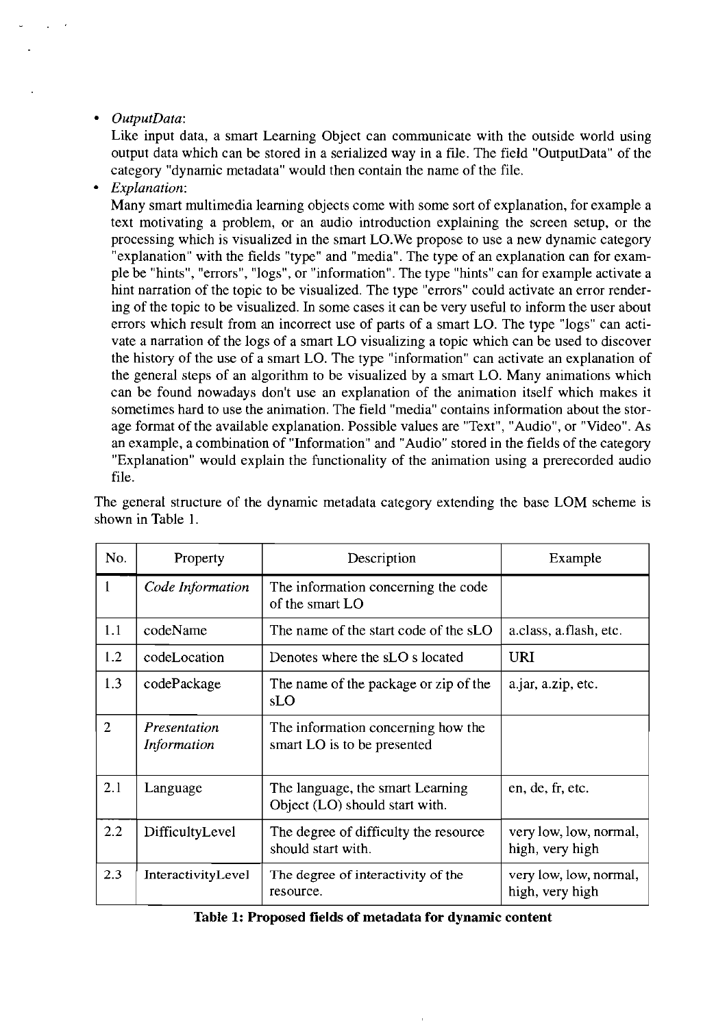- *OutputData*:
  Like input data, a smart Learning Object can communicate with the outside world using output data which can be stored in a serialized way in a file. The field "OutputData" of the category "dynamic metadata" would then contain the name of the file.
- *Explanation*:
  Many smart multimedia learning objects come with some sort of explanation, for example a text motivating a problem, or an audio introduction explaining the screen setup, or the processing which is visualized in the smart LO.We propose to use a new dynamic category "explanation" with the fields "type" and "media". The type of an explanation can for example be "hints", "errors", "logs", or "information". The type "hints" can for example activate a hint narration of the topic to be visualized. The type "errors" could activate an error rendering of the topic to be visualized. In some cases it can be very useful to inform the user about errors which result from an incorrect use of parts of a smart LO. The type "logs" can activate a narration of the logs of a smart LO visualizing a topic which can be used to discover the history of the use of a smart LO. The type "information" can activate an explanation of the general steps of an algorithm to be visualized by a smart LO. Many animations which can be found nowadays don't use an explanation of the animation itself which makes it sometimes hard to use the animation. The field "media" contains information about the storage format of the available explanation. Possible values are "Text", "Audio", or "Video". As an example, a combination of "Information" and "Audio" stored in the fields of the category "Explanation" would explain the functionality of the animation using a prerecorded audio file.

The general structure of the dynamic metadata category extending the base LOM scheme is shown in Table 1.

| No. | Property | Description | Example |
|---|---|---|---|
| 1 | *Code Information* | The information concerning the code of the smart LO | |
| 1.1 | codeName | The name of the start code of the sLO | a.class, a.flash, etc. |
| 1.2 | codeLocation | Denotes where the sLO s located | URI |
| 1.3 | codePackage | The name of the package or zip of the sLO | a.jar, a.zip, etc. |
| 2 | *Presentation Information* | The information concerning how the smart LO is to be presented | |
| 2.1 | Language | The language, the smart Learning Object (LO) should start with. | en, de, fr, etc. |
| 2.2 | DifficultyLevel | The degree of difficulty the resource should start with. | very low, low, normal, high, very high |
| 2.3 | InteractivityLevel | The degree of interactivity of the resource. | very low, low, normal, high, very high |

**Table 1: Proposed fields of metadata for dynamic content**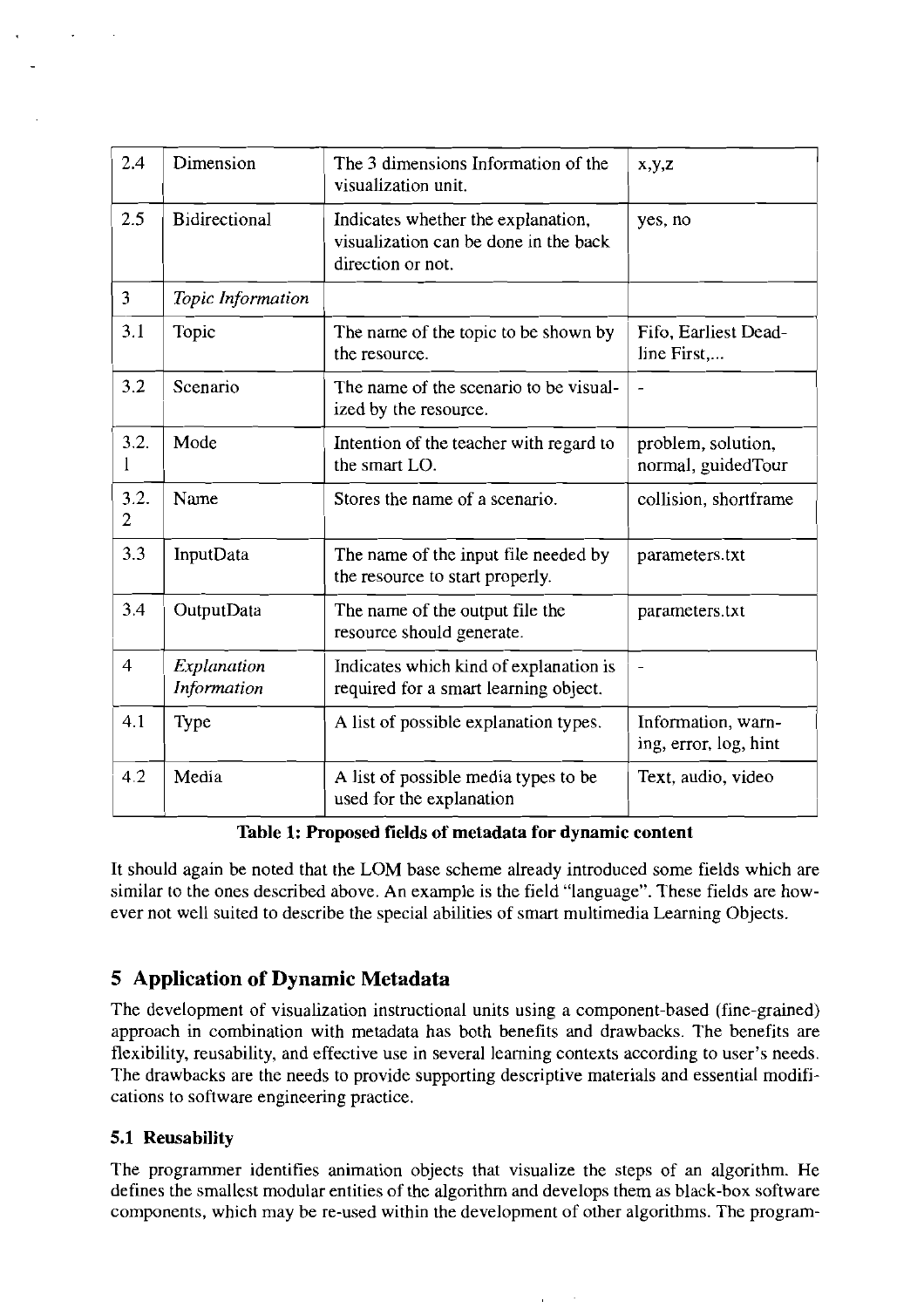| | | | |
|---|---|---|---|
| 2.4 | Dimension | The 3 dimensions Information of the visualization unit. | x,y,z |
| 2.5 | Bidirectional | Indicates whether the explanation, visualization can be done in the back direction or not. | yes, no |
| 3 | *Topic Information* | | |
| 3.1 | Topic | The name of the topic to be shown by the resource. | Fifo, Earliest Deadline First,... |
| 3.2 | Scenario | The name of the scenario to be visualized by the resource. | - |
| 3.2.1 | Mode | Intention of the teacher with regard to the smart LO. | problem, solution, normal, guidedTour |
| 3.2.2 | Name | Stores the name of a scenario. | collision, shortframe |
| 3.3 | InputData | The name of the input file needed by the resource to start properly. | parameters.txt |
| 3.4 | OutputData | The name of the output file the resource should generate. | parameters.txt |
| 4 | *Explanation Information* | Indicates which kind of explanation is required for a smart learning object. | - |
| 4.1 | Type | A list of possible explanation types. | Information, warning, error, log, hint |
| 4.2 | Media | A list of possible media types to be used for the explanation | Text, audio, video |

**Table 1: Proposed fields of metadata for dynamic content**

It should again be noted that the LOM base scheme already introduced some fields which are similar to the ones described above. An example is the field "language". These fields are however not well suited to describe the special abilities of smart multimedia Learning Objects.

## 5 Application of Dynamic Metadata

The development of visualization instructional units using a component-based (fine-grained) approach in combination with metadata has both benefits and drawbacks. The benefits are flexibility, reusability, and effective use in several learning contexts according to user's needs. The drawbacks are the needs to provide supporting descriptive materials and essential modifications to software engineering practice.

### 5.1 Reusability

The programmer identifies animation objects that visualize the steps of an algorithm. He defines the smallest modular entities of the algorithm and develops them as black-box software components, which may be re-used within the development of other algorithms. The program-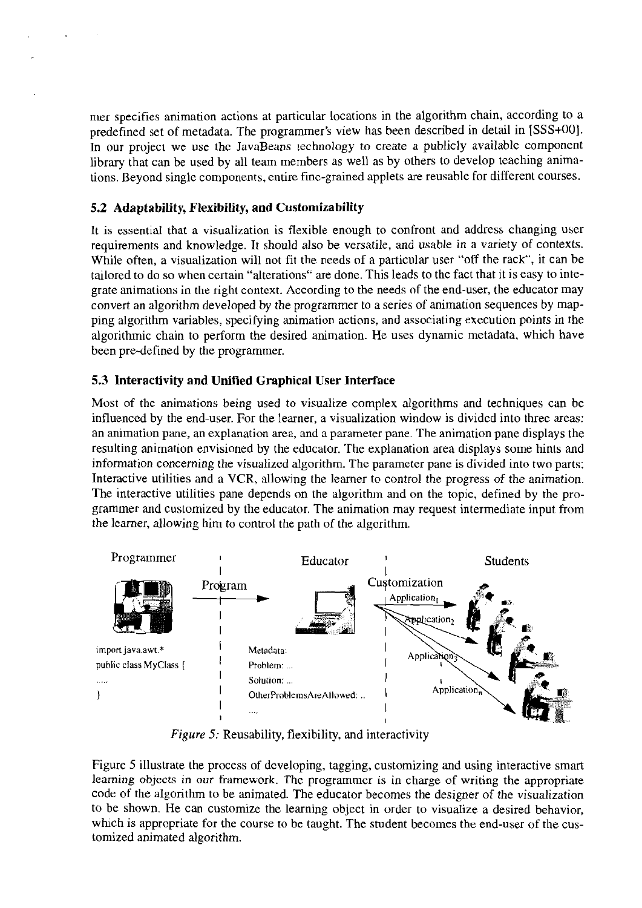mer specifies animation actions at particular locations in the algorithm chain, according to a predefined set of metadata. The programmer's view has been described in detail in [SSS+00]. In our project we use the JavaBeans technology to create a publicly available component library that can be used by all team members as well as by others to develop teaching animations. Beyond single components, entire fine-grained applets are reusable for different courses.

### 5.2 Adaptability, Flexibility, and Customizability

It is essential that a visualization is flexible enough to confront and address changing user requirements and knowledge. It should also be versatile, and usable in a variety of contexts. While often, a visualization will not fit the needs of a particular user "off the rack", it can be tailored to do so when certain "alterations" are done. This leads to the fact that it is easy to integrate animations in the right context. According to the needs of the end-user, the educator may convert an algorithm developed by the programmer to a series of animation sequences by mapping algorithm variables, specifying animation actions, and associating execution points in the algorithmic chain to perform the desired animation. He uses dynamic metadata, which have been pre-defined by the programmer.

### 5.3 Interactivity and Unified Graphical User Interface

Most of the animations being used to visualize complex algorithms and techniques can be influenced by the end-user. For the learner, a visualization window is divided into three areas: an animation pane, an explanation area, and a parameter pane. The animation pane displays the resulting animation envisioned by the educator. The explanation area displays some hints and information concerning the visualized algorithm. The parameter pane is divided into two parts: Interactive utilities and a VCR, allowing the learner to control the progress of the animation. The interactive utilities pane depends on the algorithm and on the topic, defined by the programmer and customized by the educator. The animation may request intermediate input from the learner, allowing him to control the path of the algorithm.

Programmer | Program | Educator | Customization | Students

```
import java.awt.*
public class MyClass {
.....
}
```

Metadata:
Problem: ...
Solution: ...
OtherProblemsAreAllowed: ..
....

$Application_1$, $Application_2$, $Application_3$, $Application_n$

*Figure 5:* Reusability, flexibility, and interactivity

Figure 5 illustrate the process of developing, tagging, customizing and using interactive smart learning objects in our framework. The programmer is in charge of writing the appropriate code of the algorithm to be animated. The educator becomes the designer of the visualization to be shown. He can customize the learning object in order to visualize a desired behavior, which is appropriate for the course to be taught. The student becomes the end-user of the customized animated algorithm.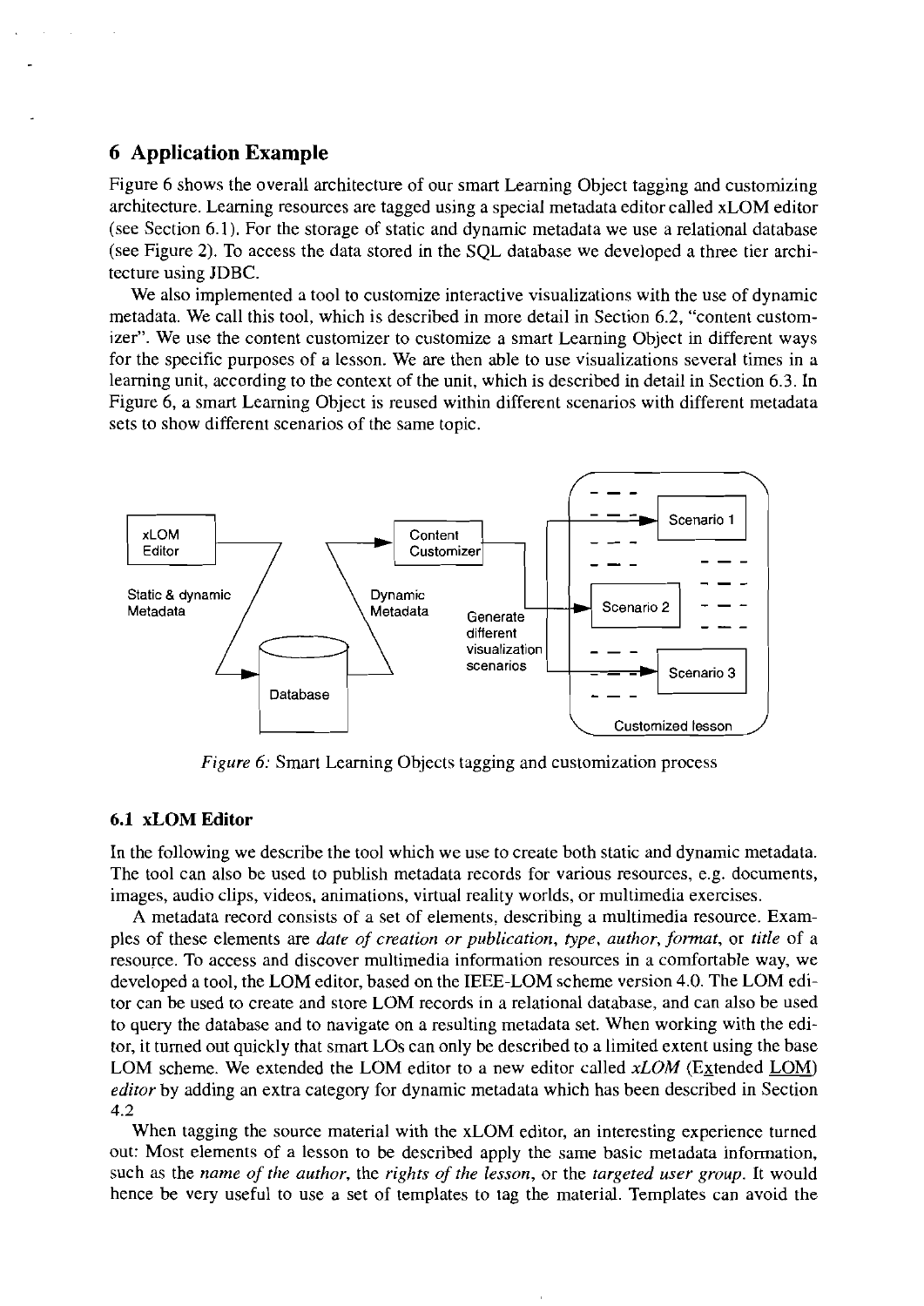## 6 Application Example

Figure 6 shows the overall architecture of our smart Learning Object tagging and customizing architecture. Learning resources are tagged using a special metadata editor called xLOM editor (see Section 6.1). For the storage of static and dynamic metadata we use a relational database (see Figure 2). To access the data stored in the SQL database we developed a three tier architecture using JDBC.

We also implemented a tool to customize interactive visualizations with the use of dynamic metadata. We call this tool, which is described in more detail in Section 6.2, "content customizer". We use the content customizer to customize a smart Learning Object in different ways for the specific purposes of a lesson. We are then able to use visualizations several times in a learning unit, according to the context of the unit, which is described in detail in Section 6.3. In Figure 6, a smart Learning Object is reused within different scenarios with different metadata sets to show different scenarios of the same topic.

*Figure 6:* Smart Learning Objects tagging and customization process

### 6.1 xLOM Editor

In the following we describe the tool which we use to create both static and dynamic metadata. The tool can also be used to publish metadata records for various resources, e.g. documents, images, audio clips, videos, animations, virtual reality worlds, or multimedia exercises.

A metadata record consists of a set of elements, describing a multimedia resource. Examples of these elements are *date of creation or publication*, *type*, *author*, *format*, or *title* of a resource. To access and discover multimedia information resources in a comfortable way, we developed a tool, the LOM editor, based on the IEEE-LOM scheme version 4.0. The LOM editor can be used to create and store LOM records in a relational database, and can also be used to query the database and to navigate on a resulting metadata set. When working with the editor, it turned out quickly that smart LOs can only be described to a limited extent using the base LOM scheme. We extended the LOM editor to a new editor called *xLOM* (Extended LOM) *editor* by adding an extra category for dynamic metadata which has been described in Section 4.2

When tagging the source material with the xLOM editor, an interesting experience turned out: Most elements of a lesson to be described apply the same basic metadata information, such as the *name of the author*, the *rights of the lesson*, or the *targeted user group*. It would hence be very useful to use a set of templates to tag the material. Templates can avoid the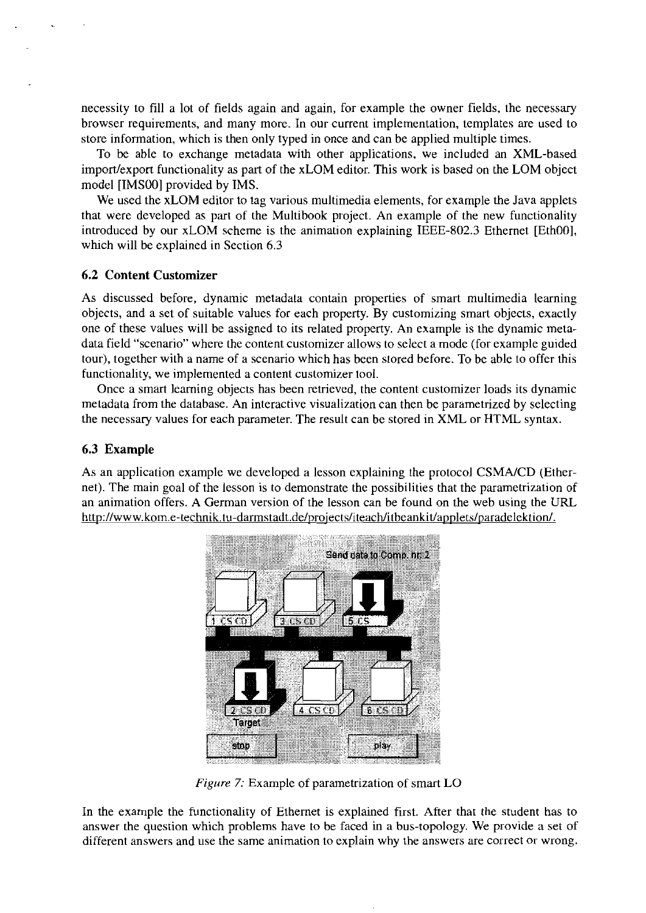necessity to fill a lot of fields again and again, for example the owner fields, the necessary browser requirements, and many more. In our current implementation, templates are used to store information, which is then only typed in once and can be applied multiple times.

To be able to exchange metadata with other applications, we included an XML-based import/export functionality as part of the xLOM editor. This work is based on the LOM object model [IMS00] provided by IMS.

We used the xLOM editor to tag various multimedia elements, for example the Java applets that were developed as part of the Multibook project. An example of the new functionality introduced by our xLOM scheme is the animation explaining IEEE-802.3 Ethernet [Eth00], which will be explained in Section 6.3

### 6.2 Content Customizer

As discussed before, dynamic metadata contain properties of smart multimedia learning objects, and a set of suitable values for each property. By customizing smart objects, exactly one of these values will be assigned to its related property. An example is the dynamic metadata field "scenario" where the content customizer allows to select a mode (for example guided tour), together with a name of a scenario which has been stored before. To be able to offer this functionality, we implemented a content customizer tool.

Once a smart learning objects has been retrieved, the content customizer loads its dynamic metadata from the database. An interactive visualization can then be parametrized by selecting the necessary values for each parameter. The result can be stored in XML or HTML syntax.

### 6.3 Example

As an application example we developed a lesson explaining the protocol CSMA/CD (Ethernet). The main goal of the lesson is to demonstrate the possibilities that the parametrization of an animation offers. A German version of the lesson can be found on the web using the URL http://www.kom.e-technik.tu-darmstadt.de/projects/iteach/itbeankit/applets/paradelektion/.

*Figure 7:* Example of parametrization of smart LO

In the example the functionality of Ethernet is explained first. After that the student has to answer the question which problems have to be faced in a bus-topology. We provide a set of different answers and use the same animation to explain why the answers are correct or wrong.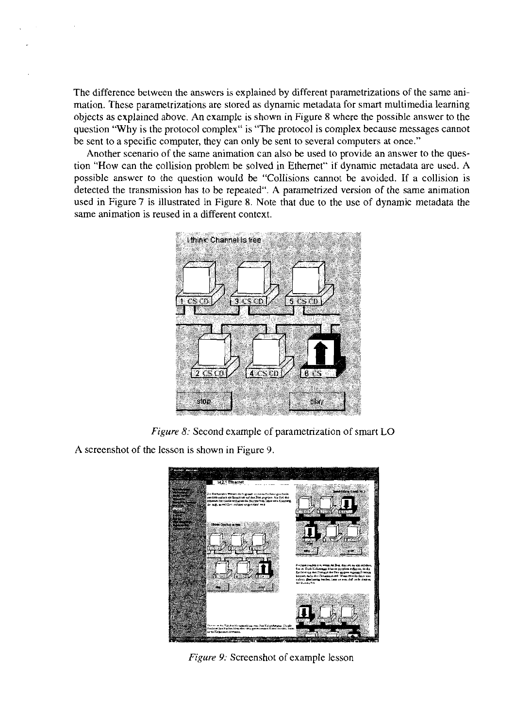The difference between the answers is explained by different parametrizations of the same animation. These parametrizations are stored as dynamic metadata for smart multimedia learning objects as explained above. An example is shown in Figure 8 where the possible answer to the question "Why is the protocol complex" is "The protocol is complex because messages cannot be sent to a specific computer, they can only be sent to several computers at once."

Another scenario of the same animation can also be used to provide an answer to the question "How can the collision problem be solved in Ethernet" if dynamic metadata are used. A possible answer to the question would be "Collisions cannot be avoided. If a collision is detected the transmission has to be repeated". A parametrized version of the same animation used in Figure 7 is illustrated in Figure 8. Note that due to the use of dynamic metadata the same animation is reused in a different context.

*Figure 8:* Second example of parametrization of smart LO

A screenshot of the lesson is shown in Figure 9.

*Figure 9:* Screenshot of example lesson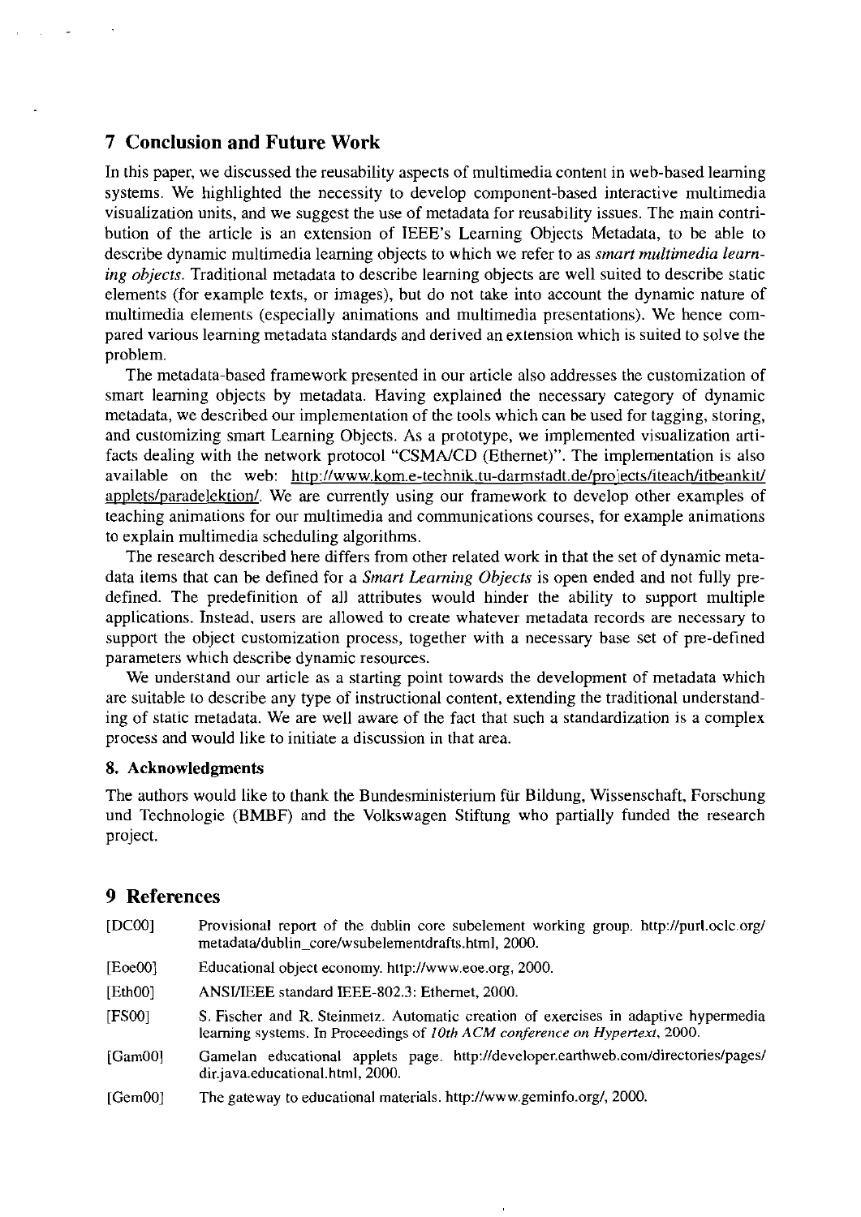## 7 Conclusion and Future Work

In this paper, we discussed the reusability aspects of multimedia content in web-based learning systems. We highlighted the necessity to develop component-based interactive multimedia visualization units, and we suggest the use of metadata for reusability issues. The main contribution of the article is an extension of IEEE's Learning Objects Metadata, to be able to describe dynamic multimedia learning objects to which we refer to as *smart multimedia learning objects*. Traditional metadata to describe learning objects are well suited to describe static elements (for example texts, or images), but do not take into account the dynamic nature of multimedia elements (especially animations and multimedia presentations). We hence compared various learning metadata standards and derived an extension which is suited to solve the problem.

The metadata-based framework presented in our article also addresses the customization of smart learning objects by metadata. Having explained the necessary category of dynamic metadata, we described our implementation of the tools which can be used for tagging, storing, and customizing smart Learning Objects. As a prototype, we implemented visualization artifacts dealing with the network protocol "CSMA/CD (Ethernet)". The implementation is also available on the web: http://www.kom.e-technik.tu-darmstadt.de/projects/iteach/itbeankit/applets/paradelektion/. We are currently using our framework to develop other examples of teaching animations for our multimedia and communications courses, for example animations to explain multimedia scheduling algorithms.

The research described here differs from other related work in that the set of dynamic metadata items that can be defined for a *Smart Learning Objects* is open ended and not fully predefined. The predefinition of all attributes would hinder the ability to support multiple applications. Instead, users are allowed to create whatever metadata records are necessary to support the object customization process, together with a necessary base set of pre-defined parameters which describe dynamic resources.

We understand our article as a starting point towards the development of metadata which are suitable to describe any type of instructional content, extending the traditional understanding of static metadata. We are well aware of the fact that such a standardization is a complex process and would like to initiate a discussion in that area.

### 8. Acknowledgments

The authors would like to thank the Bundesministerium für Bildung, Wissenschaft, Forschung und Technologie (BMBF) and the Volkswagen Stiftung who partially funded the research project.

## 9 References

[DC00] Provisional report of the dublin core subelement working group. http://purl.oclc.org/metadata/dublin_core/wsubelementdrafts.html, 2000.

[Eoe00] Educational object economy. http://www.eoe.org, 2000.

[Eth00] ANSI/IEEE standard IEEE-802.3: Ethernet, 2000.

[FS00] S. Fischer and R. Steinmetz. Automatic creation of exercises in adaptive hypermedia learning systems. In Proceedings of *10th ACM conference on Hypertext*, 2000.

[Gam00] Gamelan educational applets page. http://developer.earthweb.com/directories/pages/dir.java.educational.html, 2000.

[Gem00] The gateway to educational materials. http://www.geminfo.org/, 2000.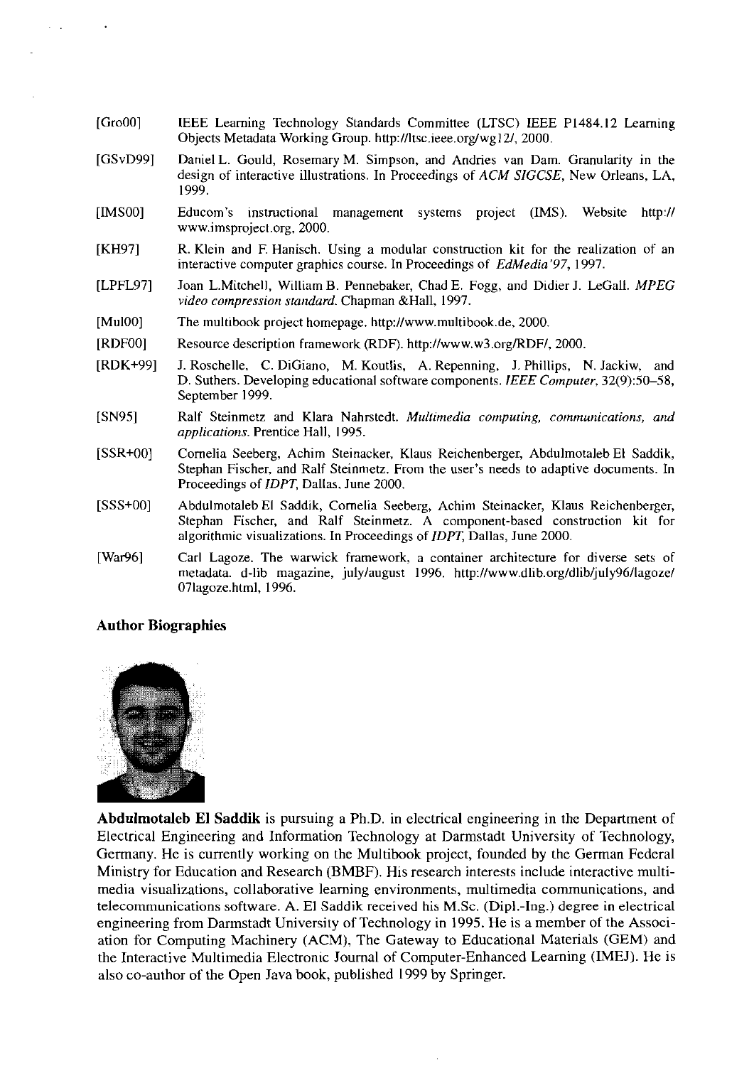[Gro00] IEEE Learning Technology Standards Committee (LTSC) IEEE P1484.12 Learning Objects Metadata Working Group. http://ltsc.ieee.org/wg12/, 2000.

[GSvD99] Daniel L. Gould, Rosemary M. Simpson, and Andries van Dam. Granularity in the design of interactive illustrations. In Proceedings of *ACM SIGCSE*, New Orleans, LA, 1999.

[IMS00] Educom's instructional management systems project (IMS). Website http://www.imsproject.org, 2000.

[KH97] R. Klein and F. Hanisch. Using a modular construction kit for the realization of an interactive computer graphics course. In Proceedings of *EdMedia'97*, 1997.

[LPFL97] Joan L.Mitchell, William B. Pennebaker, Chad E. Fogg, and Didier J. LeGall. *MPEG video compression standard*. Chapman &Hall, 1997.

[Mul00] The multibook project homepage. http://www.multibook.de, 2000.

[RDF00] Resource description framework (RDF). http://www.w3.org/RDF/, 2000.

[RDK+99] J. Roschelle, C. DiGiano, M. Koutlis, A. Repenning, J. Phillips, N. Jackiw, and D. Suthers. Developing educational software components. *IEEE Computer*, 32(9):50–58, September 1999.

[SN95] Ralf Steinmetz and Klara Nahrstedt. *Multimedia computing, communications, and applications*. Prentice Hall, 1995.

[SSR+00] Cornelia Seeberg, Achim Steinacker, Klaus Reichenberger, Abdulmotaleb El Saddik, Stephan Fischer, and Ralf Steinmetz. From the user's needs to adaptive documents. In Proceedings of *IDPT*, Dallas, June 2000.

[SSS+00] Abdulmotaleb El Saddik, Cornelia Seeberg, Achim Steinacker, Klaus Reichenberger, Stephan Fischer, and Ralf Steinmetz. A component-based construction kit for algorithmic visualizations. In Proceedings of *IDPT*, Dallas, June 2000.

[War96] Carl Lagoze. The warwick framework, a container architecture for diverse sets of metadata. d-lib magazine, july/august 1996. http://www.dlib.org/dlib/july96/lagoze/07lagoze.html, 1996.

### Author Biographies

**Abdulmotaleb El Saddik** is pursuing a Ph.D. in electrical engineering in the Department of Electrical Engineering and Information Technology at Darmstadt University of Technology, Germany. He is currently working on the Multibook project, founded by the German Federal Ministry for Education and Research (BMBF). His research interests include interactive multimedia visualizations, collaborative learning environments, multimedia communications, and telecommunications software. A. El Saddik received his M.Sc. (Dipl.-Ing.) degree in electrical engineering from Darmstadt University of Technology in 1995. He is a member of the Association for Computing Machinery (ACM), The Gateway to Educational Materials (GEM) and the Interactive Multimedia Electronic Journal of Computer-Enhanced Learning (IMEJ). He is also co-author of the Open Java book, published 1999 by Springer.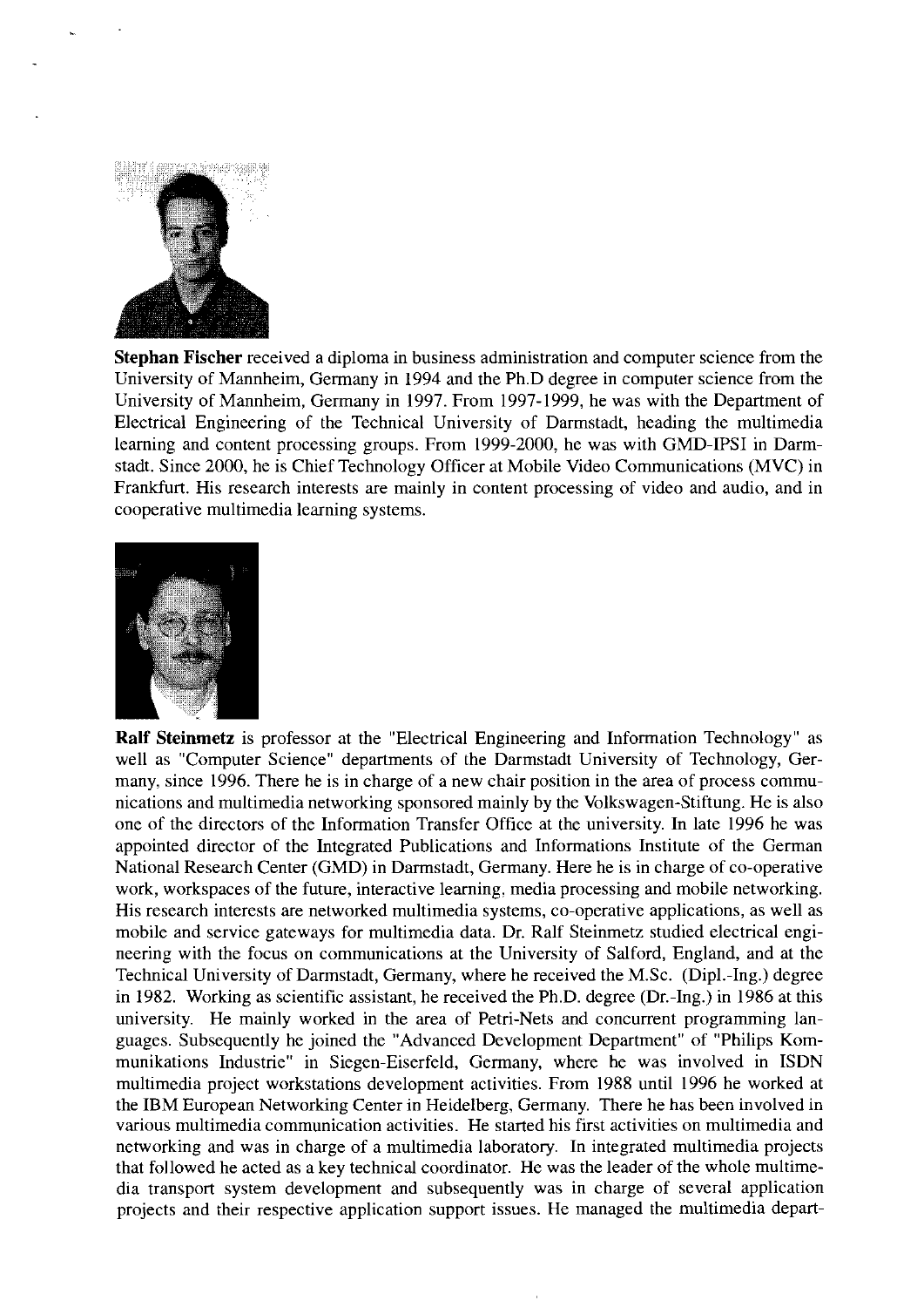**Stephan Fischer** received a diploma in business administration and computer science from the University of Mannheim, Germany in 1994 and the Ph.D degree in computer science from the University of Mannheim, Germany in 1997. From 1997-1999, he was with the Department of Electrical Engineering of the Technical University of Darmstadt, heading the multimedia learning and content processing groups. From 1999-2000, he was with GMD-IPSI in Darmstadt. Since 2000, he is Chief Technology Officer at Mobile Video Communications (MVC) in Frankfurt. His research interests are mainly in content processing of video and audio, and in cooperative multimedia learning systems.

**Ralf Steinmetz** is professor at the "Electrical Engineering and Information Technology" as well as "Computer Science" departments of the Darmstadt University of Technology, Germany, since 1996. There he is in charge of a new chair position in the area of process communications and multimedia networking sponsored mainly by the Volkswagen-Stiftung. He is also one of the directors of the Information Transfer Office at the university. In late 1996 he was appointed director of the Integrated Publications and Informations Institute of the German National Research Center (GMD) in Darmstadt, Germany. Here he is in charge of co-operative work, workspaces of the future, interactive learning, media processing and mobile networking. His research interests are networked multimedia systems, co-operative applications, as well as mobile and service gateways for multimedia data. Dr. Ralf Steinmetz studied electrical engineering with the focus on communications at the University of Salford, England, and at the Technical University of Darmstadt, Germany, where he received the M.Sc. (Dipl.-Ing.) degree in 1982. Working as scientific assistant, he received the Ph.D. degree (Dr.-Ing.) in 1986 at this university. He mainly worked in the area of Petri-Nets and concurrent programming languages. Subsequently he joined the "Advanced Development Department" of "Philips Kommunikations Industrie" in Siegen-Eiserfeld, Germany, where he was involved in ISDN multimedia project workstations development activities. From 1988 until 1996 he worked at the IBM European Networking Center in Heidelberg, Germany. There he has been involved in various multimedia communication activities. He started his first activities on multimedia and networking and was in charge of a multimedia laboratory. In integrated multimedia projects that followed he acted as a key technical coordinator. He was the leader of the whole multimedia transport system development and subsequently was in charge of several application projects and their respective application support issues. He managed the multimedia depart-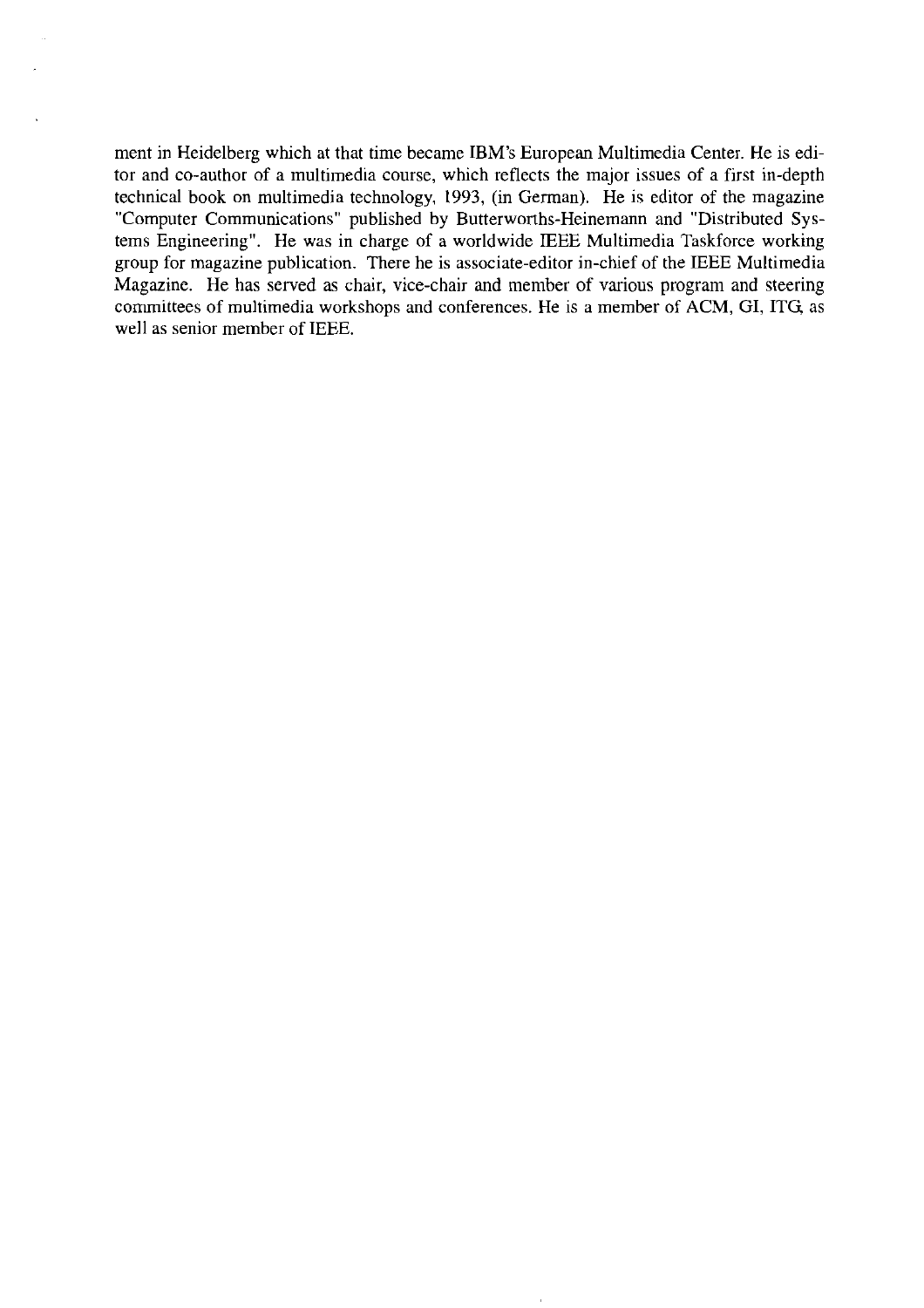ment in Heidelberg which at that time became IBM's European Multimedia Center. He is editor and co-author of a multimedia course, which reflects the major issues of a first in-depth technical book on multimedia technology, 1993, (in German). He is editor of the magazine "Computer Communications" published by Butterworths-Heinemann and "Distributed Systems Engineering". He was in charge of a worldwide IEEE Multimedia Taskforce working group for magazine publication. There he is associate-editor in-chief of the IEEE Multimedia Magazine. He has served as chair, vice-chair and member of various program and steering committees of multimedia workshops and conferences. He is a member of ACM, GI, ITG, as well as senior member of IEEE.